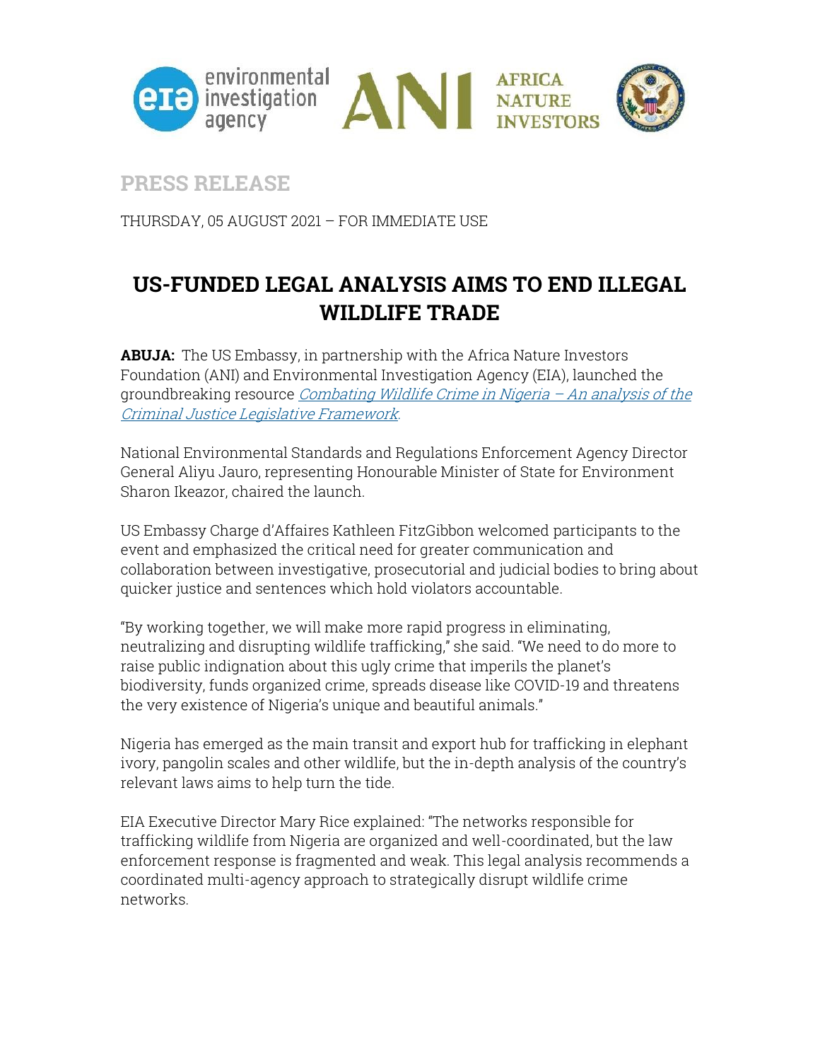PRESS RELEASE

THURSDAY, 05 AUGUST 2021 – FOR IMMEDIATE USE

# US-FUNDED LEGAL ANALYSIS AIMS TO END ILLEGAL WILDLIFE TRADE

**ABUJA:** The US Embassy, in partnership with the Africa Nature Investors Foundation (ANI) and Environmental Investigation Agency (EIA), launched the groundbreaking resource *Combating Wildlife Crime in Nigeria – An analysis of the Criminal Justice Legislative Framework*.

National Environmental Standards and Regulations Enforcement Agency Director General Aliyu Jauro, representing Honourable Minister of State for Environment Sharon Ikeazor, chaired the launch.

US Embassy Charge d'Affaires Kathleen FitzGibbon welcomed participants to the event and emphasized the critical need for greater communication and collaboration between investigative, prosecutorial and judicial bodies to bring about quicker justice and sentences which hold violators accountable.

"By working together, we will make more rapid progress in eliminating, neutralizing and disrupting wildlife trafficking," she said. "We need to do more to raise public indignation about this ugly crime that imperils the planet's biodiversity, funds organized crime, spreads disease like COVID-19 and threatens the very existence of Nigeria's unique and beautiful animals."

Nigeria has emerged as the main transit and export hub for trafficking in elephant ivory, pangolin scales and other wildlife, but the in-depth analysis of the country's relevant laws aims to help turn the tide.

EIA Executive Director Mary Rice explained: "The networks responsible for trafficking wildlife from Nigeria are organized and well-coordinated, but the law enforcement response is fragmented and weak. This legal analysis recommends a coordinated multi-agency approach to strategically disrupt wildlife crime networks.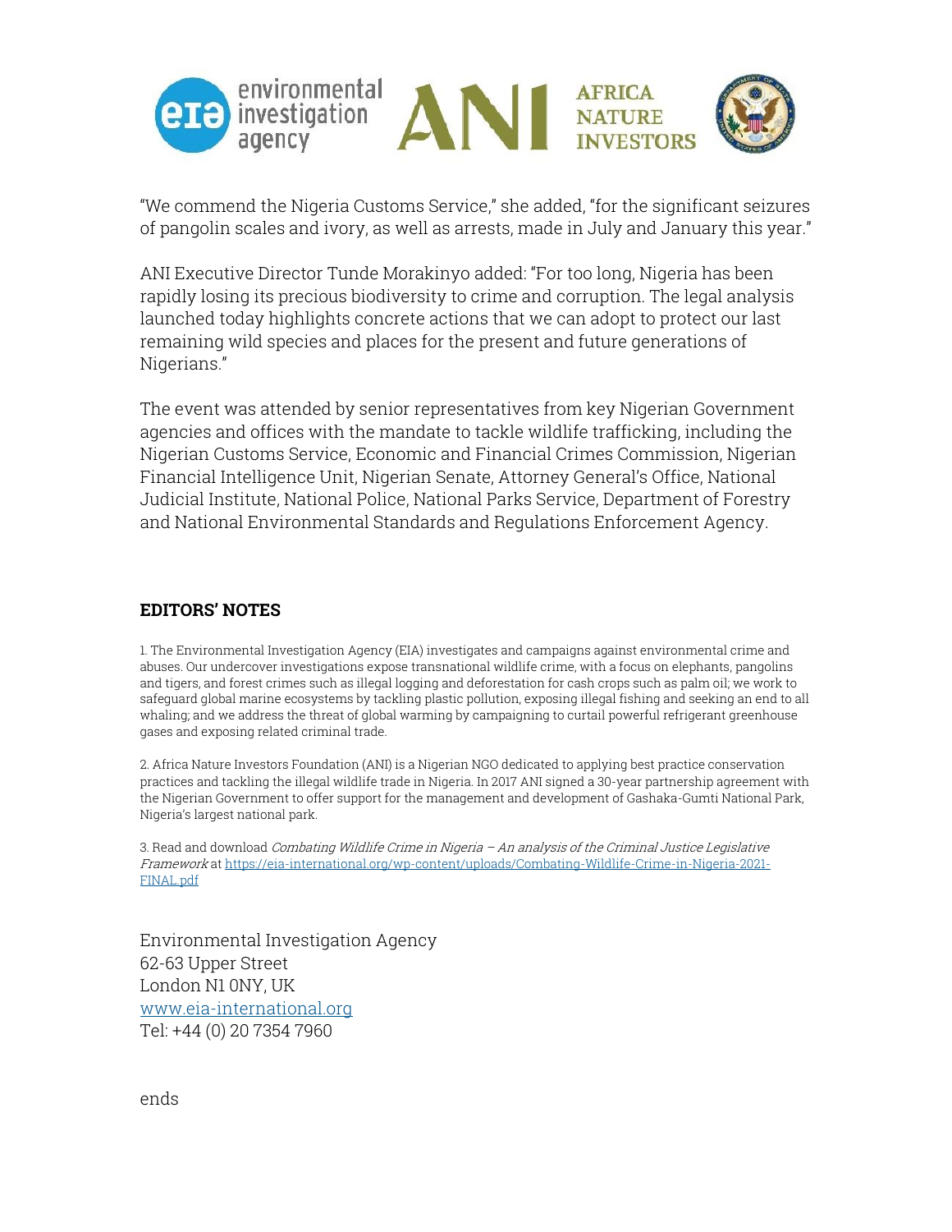"We commend the Nigeria Customs Service," she added, "for the significant seizures of pangolin scales and ivory, as well as arrests, made in July and January this year."

ANI Executive Director Tunde Morakinyo added: "For too long, Nigeria has been rapidly losing its precious biodiversity to crime and corruption. The legal analysis launched today highlights concrete actions that we can adopt to protect our last remaining wild species and places for the present and future generations of Nigerians."

The event was attended by senior representatives from key Nigerian Government agencies and offices with the mandate to tackle wildlife trafficking, including the Nigerian Customs Service, Economic and Financial Crimes Commission, Nigerian Financial Intelligence Unit, Nigerian Senate, Attorney General's Office, National Judicial Institute, National Police, National Parks Service, Department of Forestry and National Environmental Standards and Regulations Enforcement Agency.

## EDITORS' NOTES

1. The Environmental Investigation Agency (EIA) investigates and campaigns against environmental crime and abuses. Our undercover investigations expose transnational wildlife crime, with a focus on elephants, pangolins and tigers, and forest crimes such as illegal logging and deforestation for cash crops such as palm oil; we work to safeguard global marine ecosystems by tackling plastic pollution, exposing illegal fishing and seeking an end to all whaling; and we address the threat of global warming by campaigning to curtail powerful refrigerant greenhouse gases and exposing related criminal trade.

2. Africa Nature Investors Foundation (ANI) is a Nigerian NGO dedicated to applying best practice conservation practices and tackling the illegal wildlife trade in Nigeria. In 2017 ANI signed a 30-year partnership agreement with the Nigerian Government to offer support for the management and development of Gashaka-Gumti National Park, Nigeria's largest national park.

3. Read and download *Combating Wildlife Crime in Nigeria – An analysis of the Criminal Justice Legislative Framework* at https://eia-international.org/wp-content/uploads/Combating-Wildlife-Crime-in-Nigeria-2021-FINAL.pdf

Environmental Investigation Agency
62-63 Upper Street
London N1 0NY, UK
www.eia-international.org
Tel: +44 (0) 20 7354 7960

ends